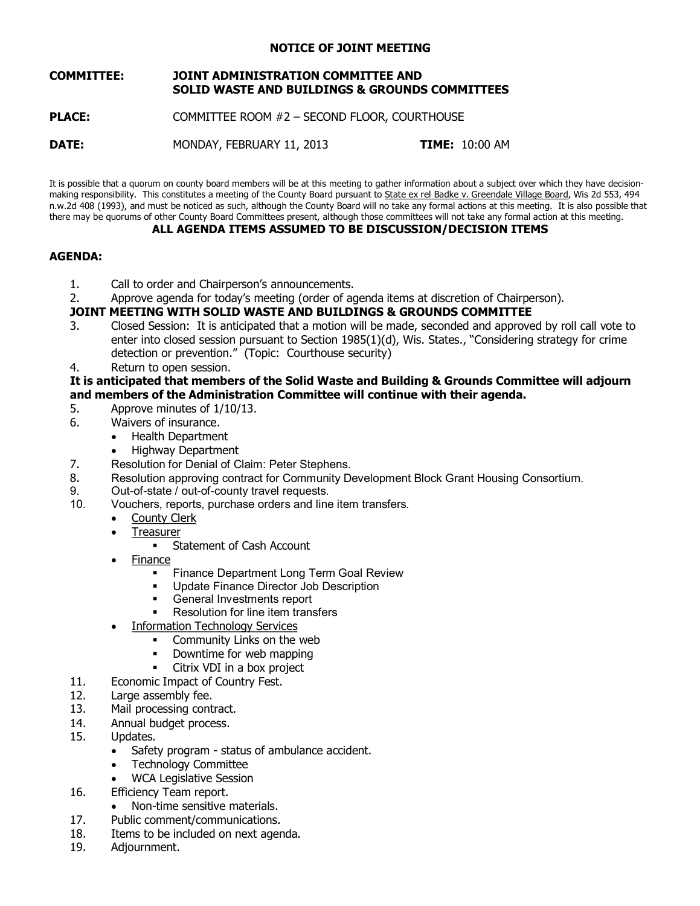# NOTICE OF JOINT MEETING

**COMMITTEE:** JOINT ADMINISTRATION COMMITTEE AND SOLID WASTE AND BUILDINGS & GROUNDS COMMITTEES

**PLACE:** COMMITTEE ROOM #2 – SECOND FLOOR, COURTHOUSE

**DATE:** MONDAY, FEBRUARY 11, 2013 **TIME:** 10:00 AM

It is possible that a quorum on county board members will be at this meeting to gather information about a subject over which they have decision-making responsibility. This constitutes a meeting of the County Board pursuant to State ex rel Badke v. Greendale Village Board, Wis 2d 553, 494 n.w.2d 408 (1993), and must be noticed as such, although the County Board will no take any formal actions at this meeting. It is also possible that there may be quorums of other County Board Committees present, although those committees will not take any formal action at this meeting.

**ALL AGENDA ITEMS ASSUMED TO BE DISCUSSION/DECISION ITEMS**

## AGENDA:

1. Call to order and Chairperson's announcements.
2. Approve agenda for today's meeting (order of agenda items at discretion of Chairperson).

**JOINT MEETING WITH SOLID WASTE AND BUILDINGS & GROUNDS COMMITTEE**

3. Closed Session: It is anticipated that a motion will be made, seconded and approved by roll call vote to enter into closed session pursuant to Section 1985(1)(d), Wis. States., "Considering strategy for crime detection or prevention." (Topic: Courthouse security)
4. Return to open session.

**It is anticipated that members of the Solid Waste and Building & Grounds Committee will adjourn and members of the Administration Committee will continue with their agenda.**

5. Approve minutes of 1/10/13.
6. Waivers of insurance.
   - Health Department
   - Highway Department
7. Resolution for Denial of Claim: Peter Stephens.
8. Resolution approving contract for Community Development Block Grant Housing Consortium.
9. Out-of-state / out-of-county travel requests.
10. Vouchers, reports, purchase orders and line item transfers.
    - County Clerk
    - Treasurer
      - Statement of Cash Account
    - Finance
      - Finance Department Long Term Goal Review
      - Update Finance Director Job Description
      - General Investments report
      - Resolution for line item transfers
    - Information Technology Services
      - Community Links on the web
      - Downtime for web mapping
      - Citrix VDI in a box project
11. Economic Impact of Country Fest.
12. Large assembly fee.
13. Mail processing contract.
14. Annual budget process.
15. Updates.
    - Safety program - status of ambulance accident.
    - Technology Committee
    - WCA Legislative Session
16. Efficiency Team report.
    - Non-time sensitive materials.
17. Public comment/communications.
18. Items to be included on next agenda.
19. Adjournment.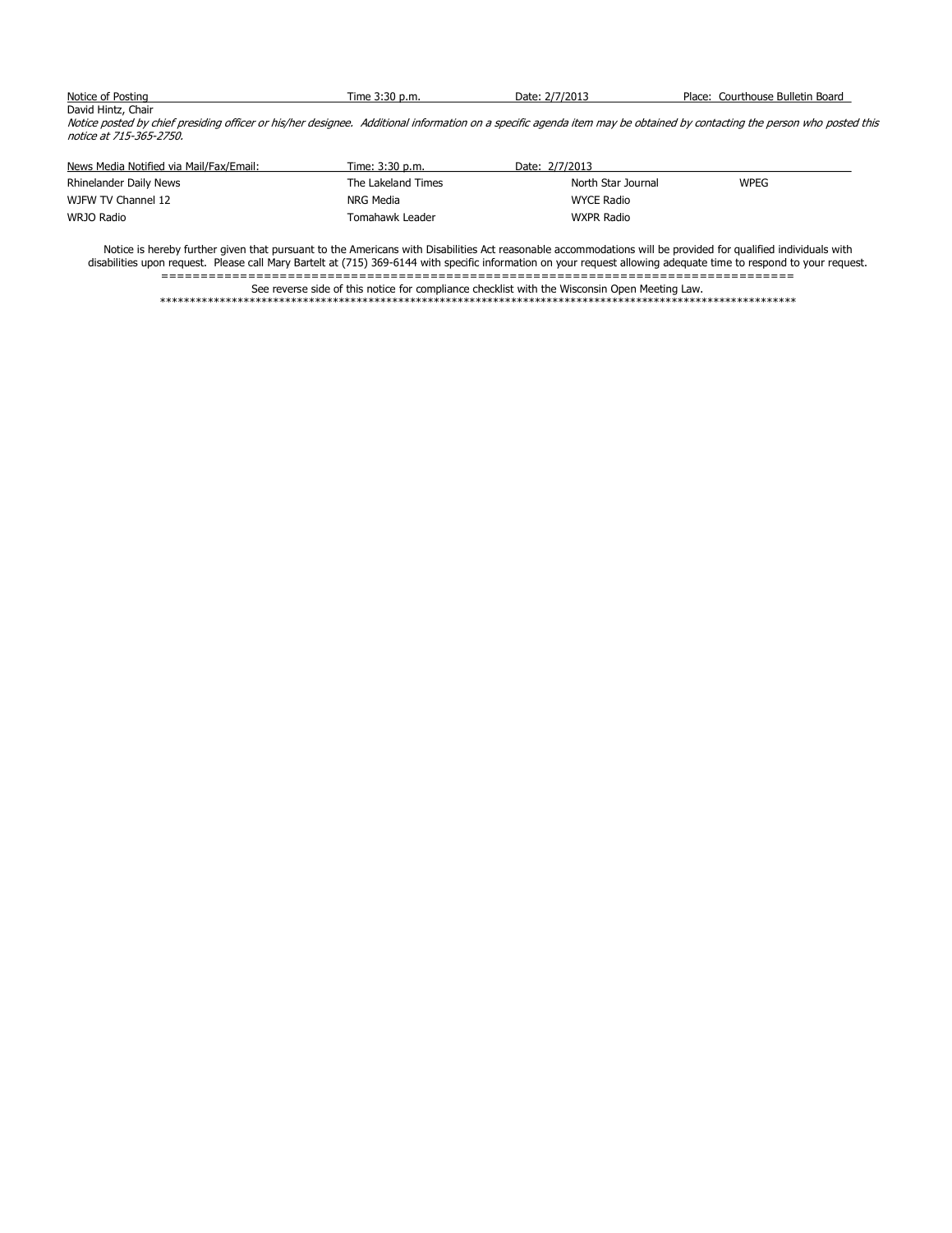| Notice of Posting | Time 3:30 p.m. | Date: 2/7/2013 | Place: Courthouse Bulletin Board |
|---|---|---|---|

David Hintz, Chair

*Notice posted by chief presiding officer or his/her designee. Additional information on a specific agenda item may be obtained by contacting the person who posted this notice at 715-365-2750.*

| News Media Notified via Mail/Fax/Email: | Time: 3:30 p.m. | Date: 2/7/2013 | |
|---|---|---|---|
| Rhinelander Daily News | The Lakeland Times | North Star Journal | WPEG |
| WJFW TV Channel 12 | NRG Media | WYCE Radio | |
| WRJO Radio | Tomahawk Leader | WXPR Radio | |

Notice is hereby further given that pursuant to the Americans with Disabilities Act reasonable accommodations will be provided for qualified individuals with disabilities upon request. Please call Mary Bartelt at (715) 369-6144 with specific information on your request allowing adequate time to respond to your request.

==================================================================================

See reverse side of this notice for compliance checklist with the Wisconsin Open Meeting Law.

**************************************************************************************************************